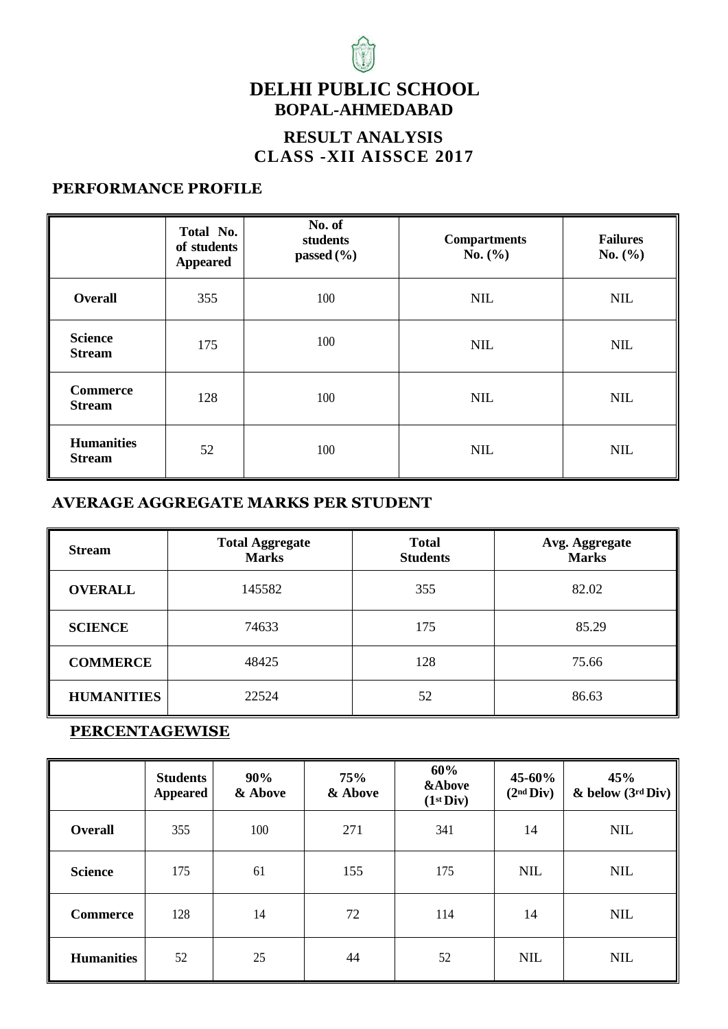# DELHI PUBLIC SCHOOL
## BOPAL-AHMEDABAD

## RESULT ANALYSIS
## CLASS -XII AISSCE 2017

### PERFORMANCE PROFILE

| | Total No. of students Appeared | No. of students passed (%) | Compartments No. (%) | Failures No. (%) |
|---|---|---|---|---|
| **Overall** | 355 | 100 | NIL | NIL |
| **Science Stream** | 175 | 100 | NIL | NIL |
| **Commerce Stream** | 128 | 100 | NIL | NIL |
| **Humanities Stream** | 52 | 100 | NIL | NIL |

### AVERAGE AGGREGATE MARKS PER STUDENT

| Stream | Total Aggregate Marks | Total Students | Avg. Aggregate Marks |
|---|---|---|---|
| **OVERALL** | 145582 | 355 | 82.02 |
| **SCIENCE** | 74633 | 175 | 85.29 |
| **COMMERCE** | 48425 | 128 | 75.66 |
| **HUMANITIES** | 22524 | 52 | 86.63 |

### PERCENTAGEWISE

| | Students Appeared | 90% & Above | 75% & Above | 60% &Above (1st Div) | 45-60% (2nd Div) | 45% & below (3rd Div) |
|---|---|---|---|---|---|---|
| **Overall** | 355 | 100 | 271 | 341 | 14 | NIL |
| **Science** | 175 | 61 | 155 | 175 | NIL | NIL |
| **Commerce** | 128 | 14 | 72 | 114 | 14 | NIL |
| **Humanities** | 52 | 25 | 44 | 52 | NIL | NIL |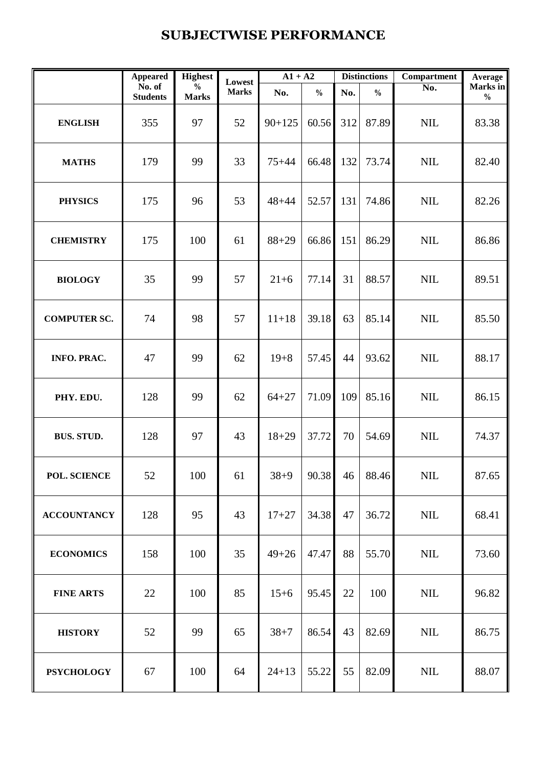# SUBJECTWISE PERFORMANCE

| | Appeared No. of Students | Highest % Marks | Lowest Marks | A1 + A2 | | Distinctions | | Compartment | Average Marks in % |
|---|---|---|---|---|---|---|---|---|---|
| | | | | No. | % | No. | % | No. | |
| **ENGLISH** | 355 | 97 | 52 | 90+125 | 60.56 | 312 | 87.89 | NIL | 83.38 |
| **MATHS** | 179 | 99 | 33 | 75+44 | 66.48 | 132 | 73.74 | NIL | 82.40 |
| **PHYSICS** | 175 | 96 | 53 | 48+44 | 52.57 | 131 | 74.86 | NIL | 82.26 |
| **CHEMISTRY** | 175 | 100 | 61 | 88+29 | 66.86 | 151 | 86.29 | NIL | 86.86 |
| **BIOLOGY** | 35 | 99 | 57 | 21+6 | 77.14 | 31 | 88.57 | NIL | 89.51 |
| **COMPUTER SC.** | 74 | 98 | 57 | 11+18 | 39.18 | 63 | 85.14 | NIL | 85.50 |
| **INFO. PRAC.** | 47 | 99 | 62 | 19+8 | 57.45 | 44 | 93.62 | NIL | 88.17 |
| **PHY. EDU.** | 128 | 99 | 62 | 64+27 | 71.09 | 109 | 85.16 | NIL | 86.15 |
| **BUS. STUD.** | 128 | 97 | 43 | 18+29 | 37.72 | 70 | 54.69 | NIL | 74.37 |
| **POL. SCIENCE** | 52 | 100 | 61 | 38+9 | 90.38 | 46 | 88.46 | NIL | 87.65 |
| **ACCOUNTANCY** | 128 | 95 | 43 | 17+27 | 34.38 | 47 | 36.72 | NIL | 68.41 |
| **ECONOMICS** | 158 | 100 | 35 | 49+26 | 47.47 | 88 | 55.70 | NIL | 73.60 |
| **FINE ARTS** | 22 | 100 | 85 | 15+6 | 95.45 | 22 | 100 | NIL | 96.82 |
| **HISTORY** | 52 | 99 | 65 | 38+7 | 86.54 | 43 | 82.69 | NIL | 86.75 |
| **PSYCHOLOGY** | 67 | 100 | 64 | 24+13 | 55.22 | 55 | 82.09 | NIL | 88.07 |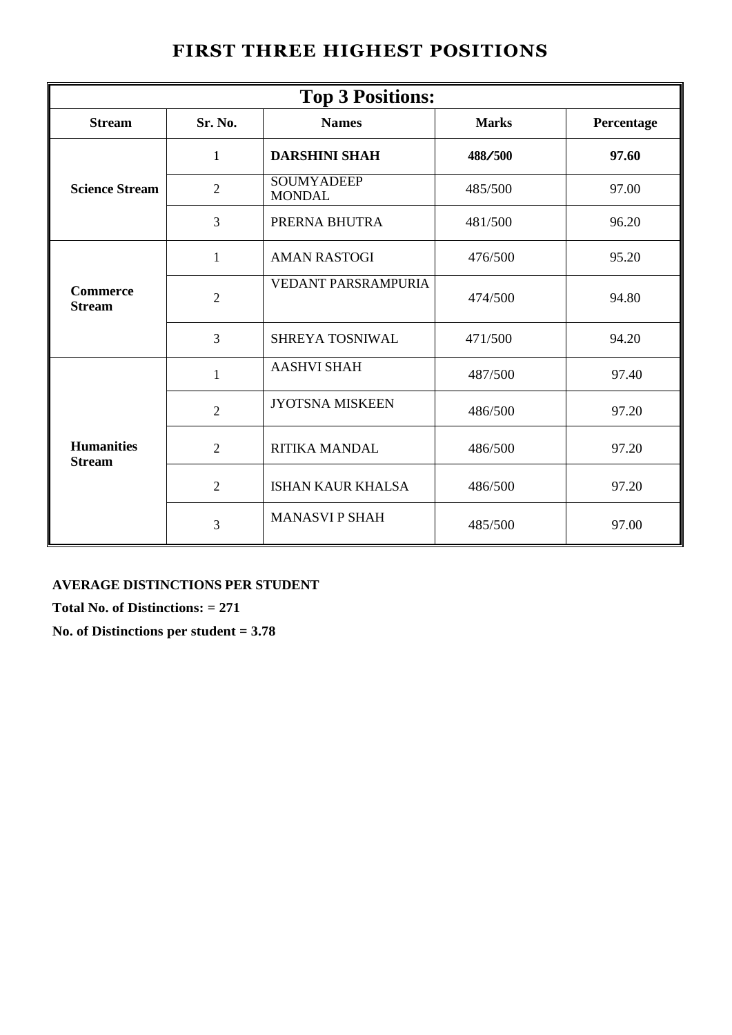# FIRST THREE HIGHEST POSITIONS

| Top 3 Positions: | | | | |
|---|---|---|---|---|
| **Stream** | **Sr. No.** | **Names** | **Marks** | **Percentage** |
| **Science Stream** | 1 | **DARSHINI SHAH** | **488/500** | **97.60** |
| | 2 | SOUMYADEEP MONDAL | 485/500 | 97.00 |
| | 3 | PRERNA BHUTRA | 481/500 | 96.20 |
| **Commerce Stream** | 1 | AMAN RASTOGI | 476/500 | 95.20 |
| | 2 | VEDANT PARSRAMPURIA | 474/500 | 94.80 |
| | 3 | SHREYA TOSNIWAL | 471/500 | 94.20 |
| **Humanities Stream** | 1 | AASHVI SHAH | 487/500 | 97.40 |
| | 2 | JYOTSNA MISKEEN | 486/500 | 97.20 |
| | 2 | RITIKA MANDAL | 486/500 | 97.20 |
| | 2 | ISHAN KAUR KHALSA | 486/500 | 97.20 |
| | 3 | MANASVI P SHAH | 485/500 | 97.00 |

**AVERAGE DISTINCTIONS PER STUDENT**

**Total No. of Distinctions: = 271**

**No. of Distinctions per student = 3.78**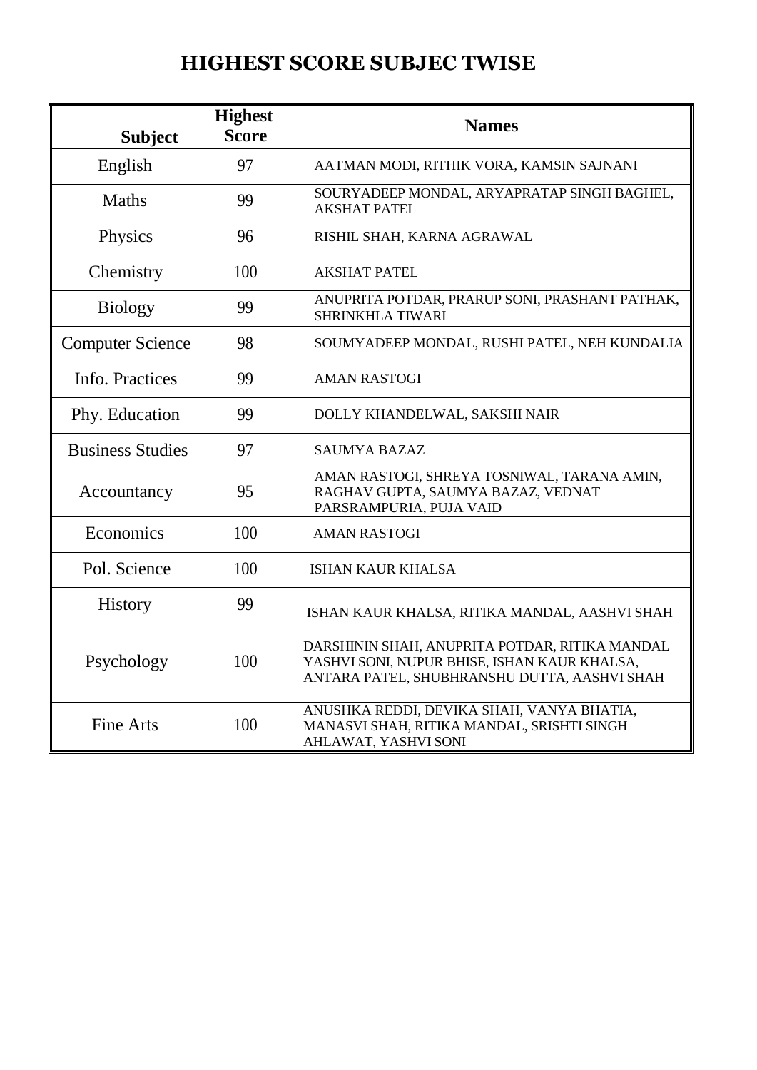## HIGHEST SCORE SUBJEC TWISE

| Subject | Highest Score | Names |
|---|---|---|
| English | 97 | AATMAN MODI, RITHIK VORA, KAMSIN SAJNANI |
| Maths | 99 | SOURYADEEP MONDAL, ARYAPRATAP SINGH BAGHEL, AKSHAT PATEL |
| Physics | 96 | RISHIL SHAH, KARNA AGRAWAL |
| Chemistry | 100 | AKSHAT PATEL |
| Biology | 99 | ANUPRITA POTDAR, PRARUP SONI, PRASHANT PATHAK, SHRINKHLA TIWARI |
| Computer Science | 98 | SOUMYADEEP MONDAL, RUSHI PATEL, NEH KUNDALIA |
| Info. Practices | 99 | AMAN RASTOGI |
| Phy. Education | 99 | DOLLY KHANDELWAL, SAKSHI NAIR |
| Business Studies | 97 | SAUMYA BAZAZ |
| Accountancy | 95 | AMAN RASTOGI, SHREYA TOSNIWAL, TARANA AMIN, RAGHAV GUPTA, SAUMYA BAZAZ, VEDNAT PARSRAMPURIA, PUJA VAID |
| Economics | 100 | AMAN RASTOGI |
| Pol. Science | 100 | ISHAN KAUR KHALSA |
| History | 99 | ISHAN KAUR KHALSA, RITIKA MANDAL, AASHVI SHAH |
| Psychology | 100 | DARSHININ SHAH, ANUPRITA POTDAR, RITIKA MANDAL YASHVI SONI, NUPUR BHISE, ISHAN KAUR KHALSA, ANTARA PATEL, SHUBHRANSHU DUTTA, AASHVI SHAH |
| Fine Arts | 100 | ANUSHKA REDDI, DEVIKA SHAH, VANYA BHATIA, MANASVI SHAH, RITIKA MANDAL, SRISHTI SINGH AHLAWAT, YASHVI SONI |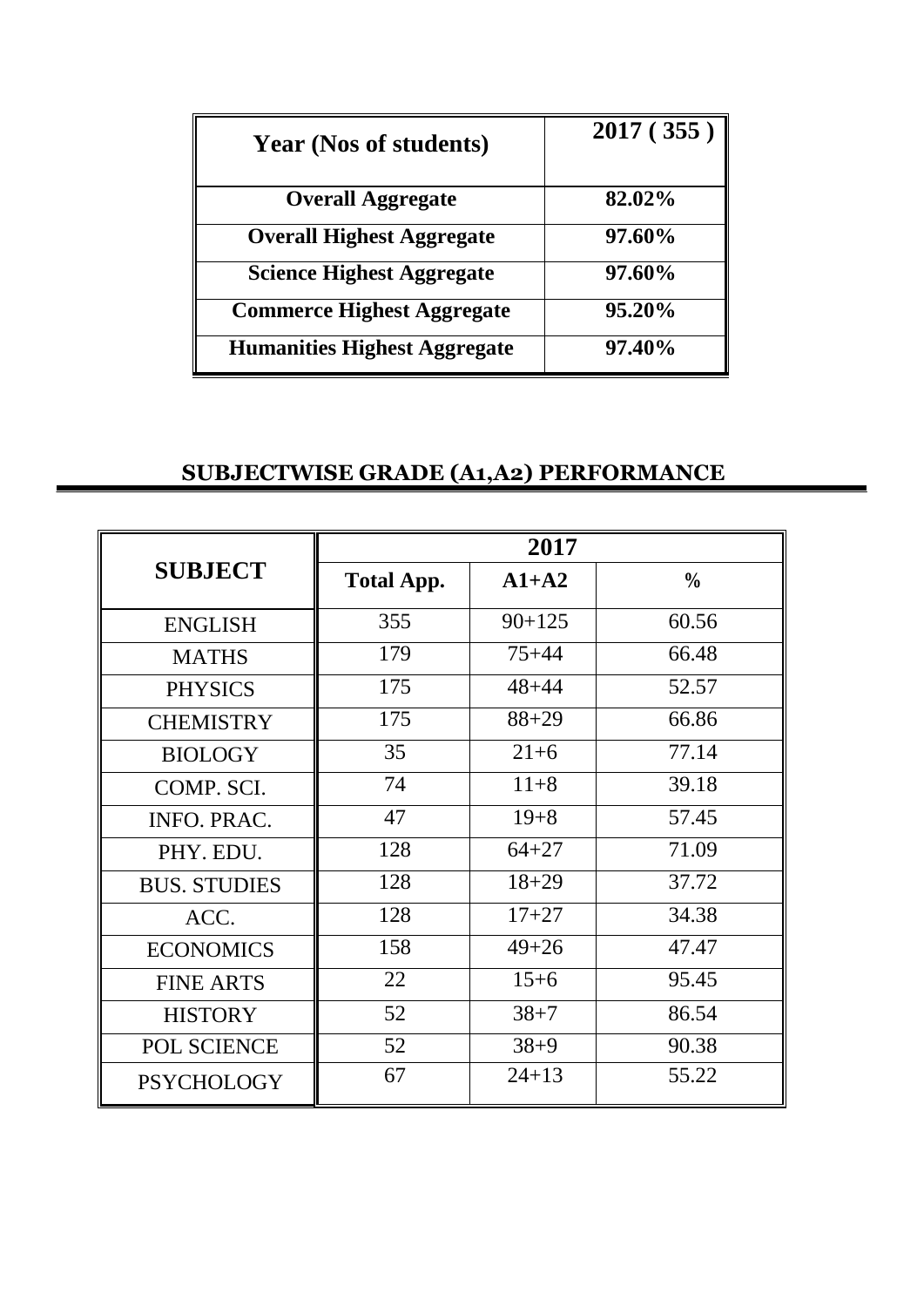| Year (Nos of students) | 2017 ( 355 ) |
|---|---|
| **Overall Aggregate** | **82.02%** |
| **Overall Highest Aggregate** | **97.60%** |
| **Science Highest Aggregate** | **97.60%** |
| **Commerce Highest Aggregate** | **95.20%** |
| **Humanities Highest Aggregate** | **97.40%** |

## SUBJECTWISE GRADE (A1,A2) PERFORMANCE

| SUBJECT | 2017 | | |
|---|---|---|---|
| | Total App. | A1+A2 | % |
| ENGLISH | 355 | 90+125 | 60.56 |
| MATHS | 179 | 75+44 | 66.48 |
| PHYSICS | 175 | 48+44 | 52.57 |
| CHEMISTRY | 175 | 88+29 | 66.86 |
| BIOLOGY | 35 | 21+6 | 77.14 |
| COMP. SCI. | 74 | 11+8 | 39.18 |
| INFO. PRAC. | 47 | 19+8 | 57.45 |
| PHY. EDU. | 128 | 64+27 | 71.09 |
| BUS. STUDIES | 128 | 18+29 | 37.72 |
| ACC. | 128 | 17+27 | 34.38 |
| ECONOMICS | 158 | 49+26 | 47.47 |
| FINE ARTS | 22 | 15+6 | 95.45 |
| HISTORY | 52 | 38+7 | 86.54 |
| POL SCIENCE | 52 | 38+9 | 90.38 |
| PSYCHOLOGY | 67 | 24+13 | 55.22 |